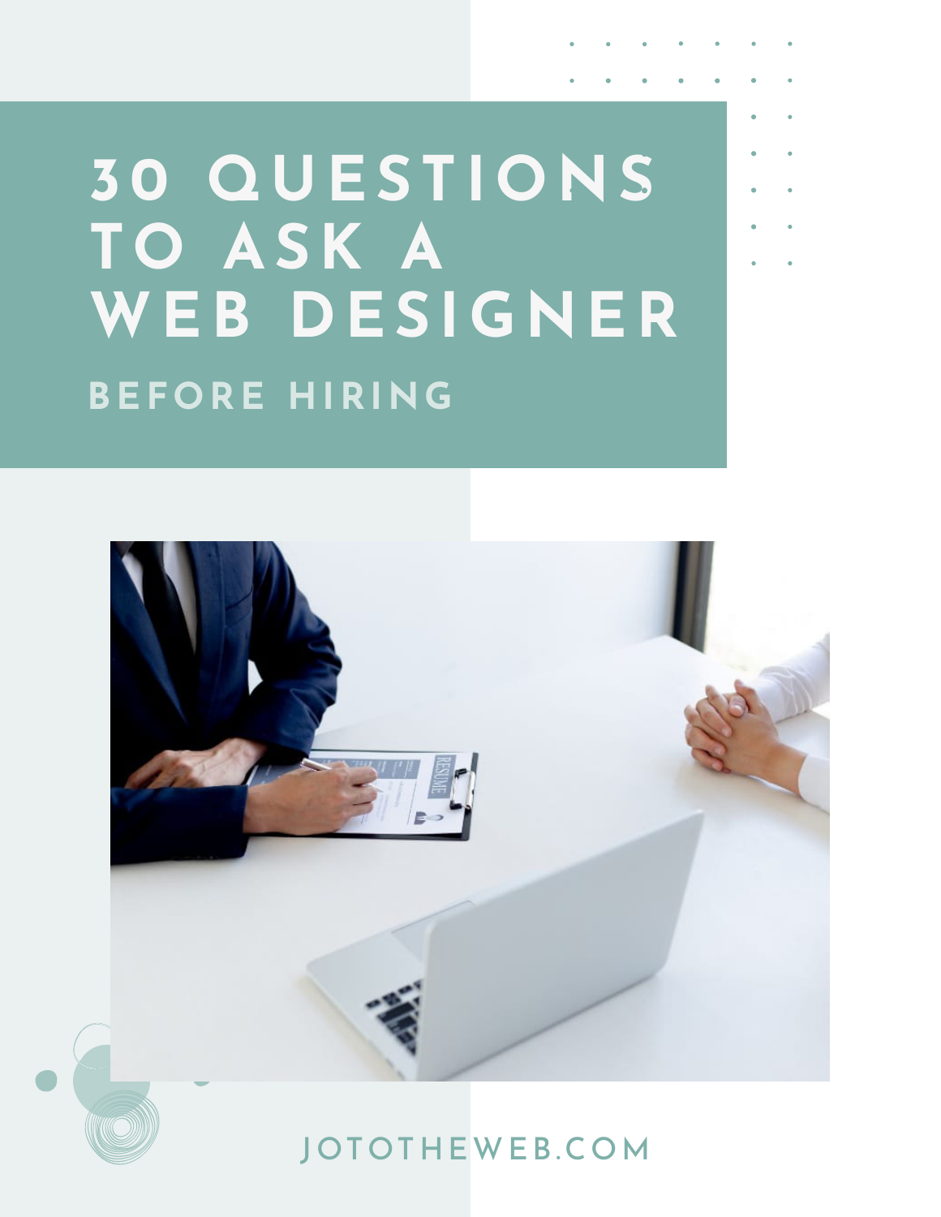# 30 QUESTIONS TO ASK A WEB DESIGNER

## BEFORE HIRING

JOTOTHEWEB.COM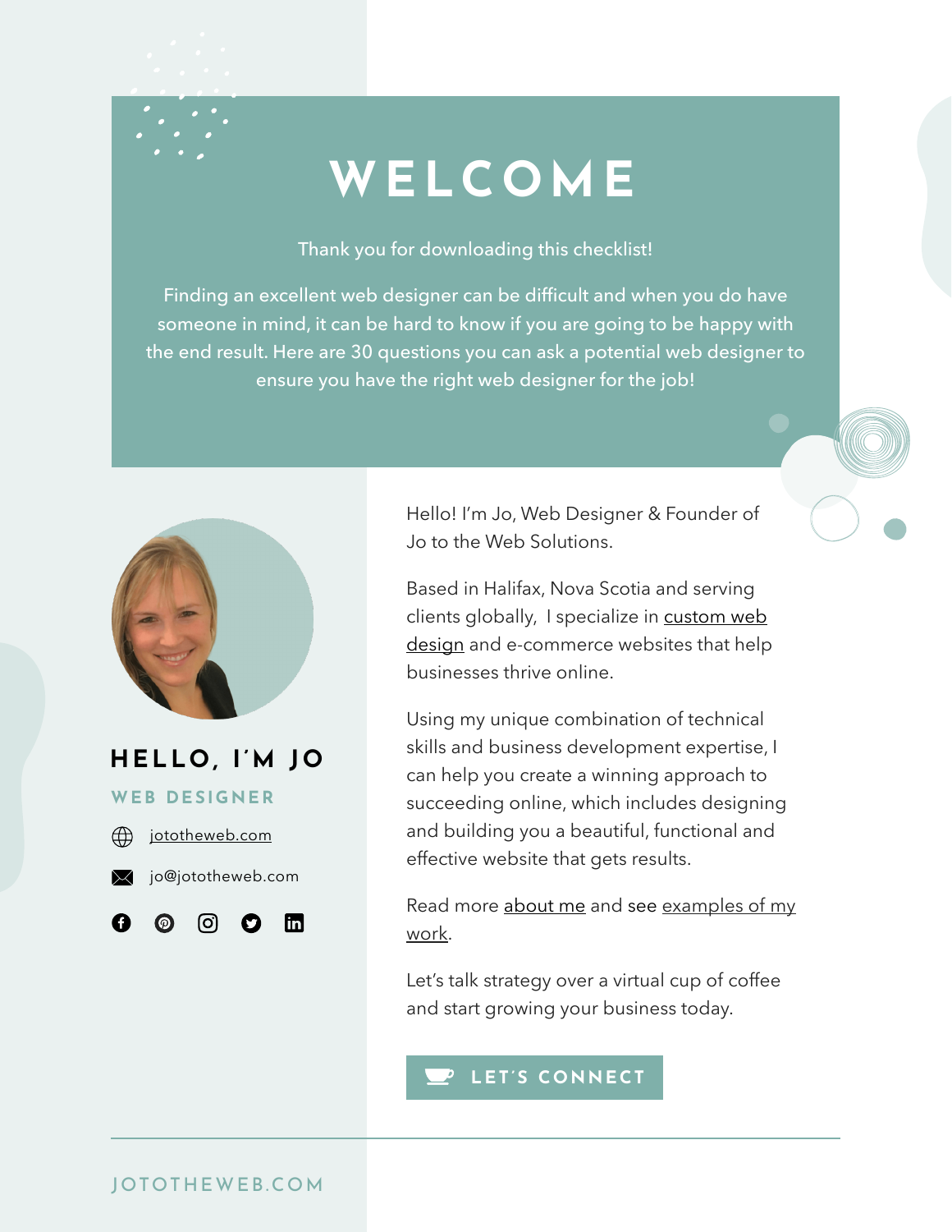# WELCOME

Thank you for downloading this checklist!

Finding an excellent web designer can be difficult and when you do have someone in mind, it can be hard to know if you are going to be happy with the end result. Here are 30 questions you can ask a potential web designer to ensure you have the right web designer for the job!

## HELLO, I'M JO

**WEB DESIGNER**

jototheweb.com

jo@jototheweb.com

Hello! I'm Jo, Web Designer & Founder of Jo to the Web Solutions.

Based in Halifax, Nova Scotia and serving clients globally, I specialize in custom web design and e-commerce websites that help businesses thrive online.

Using my unique combination of technical skills and business development expertise, I can help you create a winning approach to succeeding online, which includes designing and building you a beautiful, functional and effective website that gets results.

Read more about me and see examples of my work.

Let's talk strategy over a virtual cup of coffee and start growing your business today.

LET'S CONNECT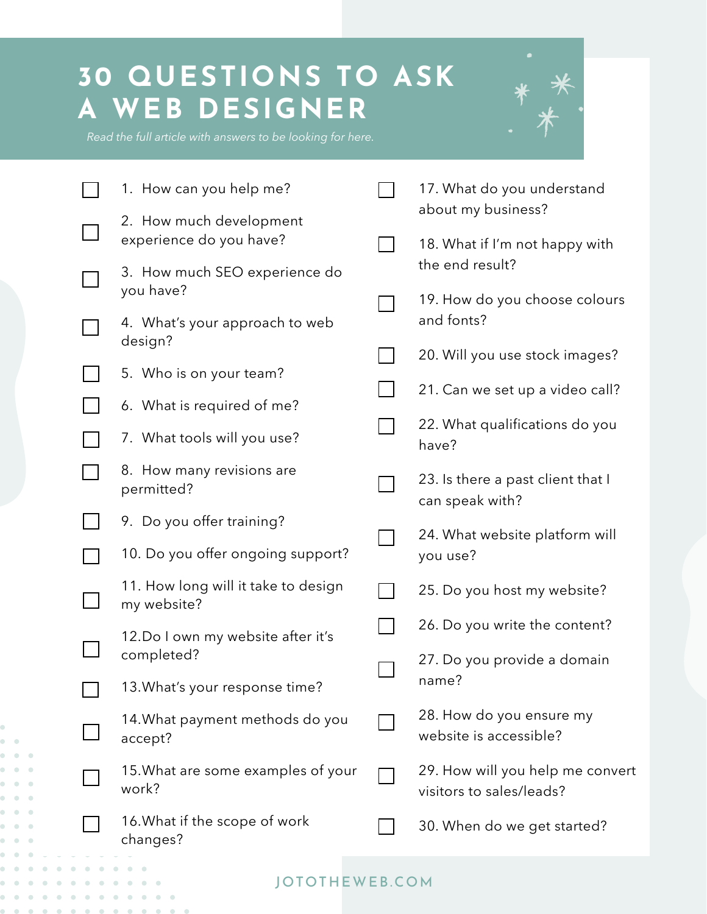# 30 QUESTIONS TO ASK A WEB DESIGNER

*Read the full article with answers to be looking for here.*

- [ ] 1. How can you help me?
- [ ] 2. How much development experience do you have?
- [ ] 3. How much SEO experience do you have?
- [ ] 4. What's your approach to web design?
- [ ] 5. Who is on your team?
- [ ] 6. What is required of me?
- [ ] 7. What tools will you use?
- [ ] 8. How many revisions are permitted?
- [ ] 9. Do you offer training?
- [ ] 10. Do you offer ongoing support?
- [ ] 11. How long will it take to design my website?
- [ ] 12.Do I own my website after it's completed?
- [ ] 13.What's your response time?
- [ ] 14.What payment methods do you accept?
- [ ] 15.What are some examples of your work?
- [ ] 16.What if the scope of work changes?
- [ ] 17. What do you understand about my business?
- [ ] 18. What if I'm not happy with the end result?
- [ ] 19. How do you choose colours and fonts?
- [ ] 20. Will you use stock images?
- [ ] 21. Can we set up a video call?
- [ ] 22. What qualifications do you have?
- [ ] 23. Is there a past client that I can speak with?
- [ ] 24. What website platform will you use?
- [ ] 25. Do you host my website?
- [ ] 26. Do you write the content?
- [ ] 27. Do you provide a domain name?
- [ ] 28. How do you ensure my website is accessible?
- [ ] 29. How will you help me convert visitors to sales/leads?
- [ ] 30. When do we get started?

JOTOTHEWEB.COM